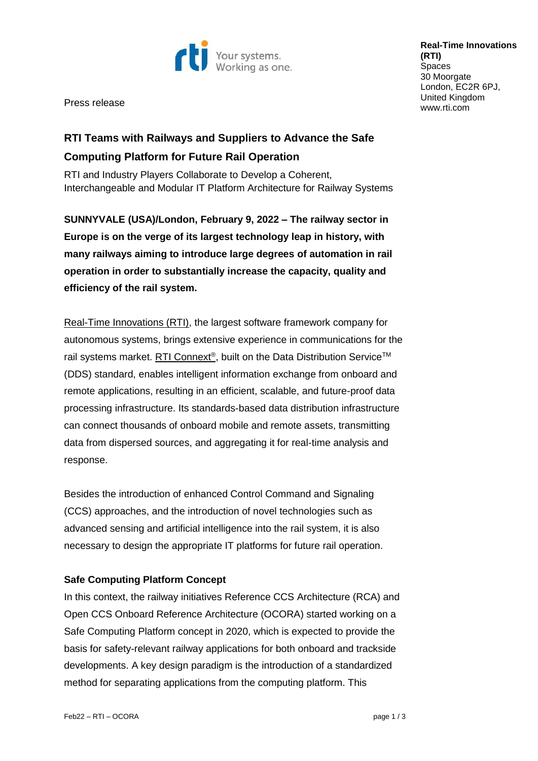Press release

**Real-Time Innovations (RTI)**
Spaces
30 Moorgate
London, EC2R 6PJ,
United Kingdom
www.rti.com

# RTI Teams with Railways and Suppliers to Advance the Safe Computing Platform for Future Rail Operation

RTI and Industry Players Collaborate to Develop a Coherent, Interchangeable and Modular IT Platform Architecture for Railway Systems

**SUNNYVALE (USA)/London, February 9, 2022 – The railway sector in Europe is on the verge of its largest technology leap in history, with many railways aiming to introduce large degrees of automation in rail operation in order to substantially increase the capacity, quality and efficiency of the rail system.**

Real-Time Innovations (RTI), the largest software framework company for autonomous systems, brings extensive experience in communications for the rail systems market. RTI Connext®, built on the Data Distribution Service™ (DDS) standard, enables intelligent information exchange from onboard and remote applications, resulting in an efficient, scalable, and future-proof data processing infrastructure. Its standards-based data distribution infrastructure can connect thousands of onboard mobile and remote assets, transmitting data from dispersed sources, and aggregating it for real-time analysis and response.

Besides the introduction of enhanced Control Command and Signaling (CCS) approaches, and the introduction of novel technologies such as advanced sensing and artificial intelligence into the rail system, it is also necessary to design the appropriate IT platforms for future rail operation.

## Safe Computing Platform Concept

In this context, the railway initiatives Reference CCS Architecture (RCA) and Open CCS Onboard Reference Architecture (OCORA) started working on a Safe Computing Platform concept in 2020, which is expected to provide the basis for safety-relevant railway applications for both onboard and trackside developments. A key design paradigm is the introduction of a standardized method for separating applications from the computing platform. This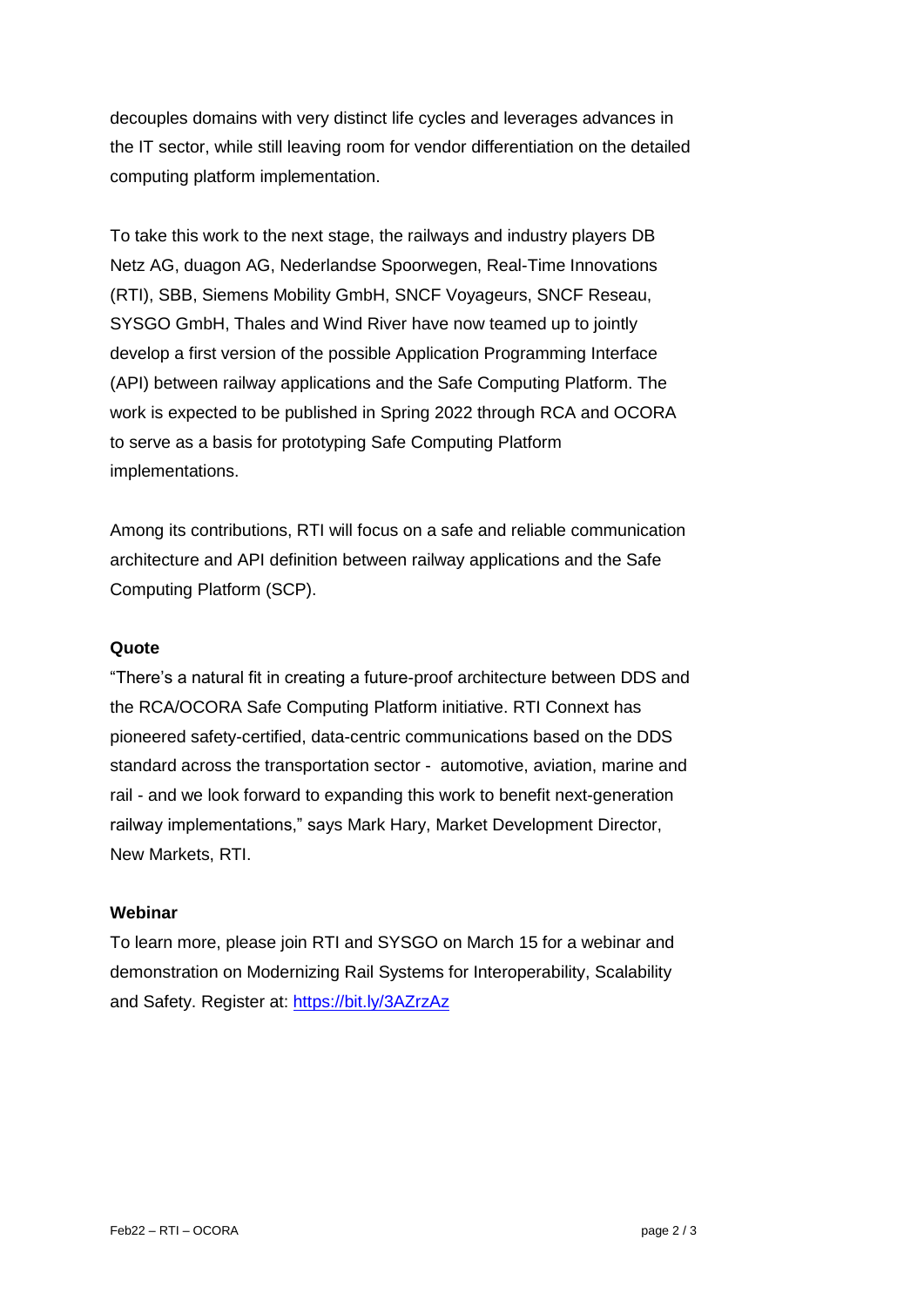decouples domains with very distinct life cycles and leverages advances in the IT sector, while still leaving room for vendor differentiation on the detailed computing platform implementation.

To take this work to the next stage, the railways and industry players DB Netz AG, duagon AG, Nederlandse Spoorwegen, Real-Time Innovations (RTI), SBB, Siemens Mobility GmbH, SNCF Voyageurs, SNCF Reseau, SYSGO GmbH, Thales and Wind River have now teamed up to jointly develop a first version of the possible Application Programming Interface (API) between railway applications and the Safe Computing Platform. The work is expected to be published in Spring 2022 through RCA and OCORA to serve as a basis for prototyping Safe Computing Platform implementations.

Among its contributions, RTI will focus on a safe and reliable communication architecture and API definition between railway applications and the Safe Computing Platform (SCP).

**Quote**

"There's a natural fit in creating a future-proof architecture between DDS and the RCA/OCORA Safe Computing Platform initiative. RTI Connext has pioneered safety-certified, data-centric communications based on the DDS standard across the transportation sector - automotive, aviation, marine and rail - and we look forward to expanding this work to benefit next-generation railway implementations," says Mark Hary, Market Development Director, New Markets, RTI.

**Webinar**

To learn more, please join RTI and SYSGO on March 15 for a webinar and demonstration on Modernizing Rail Systems for Interoperability, Scalability and Safety. Register at: [https://bit.ly/3AZrzAz](https://bit.ly/3AZrzAz)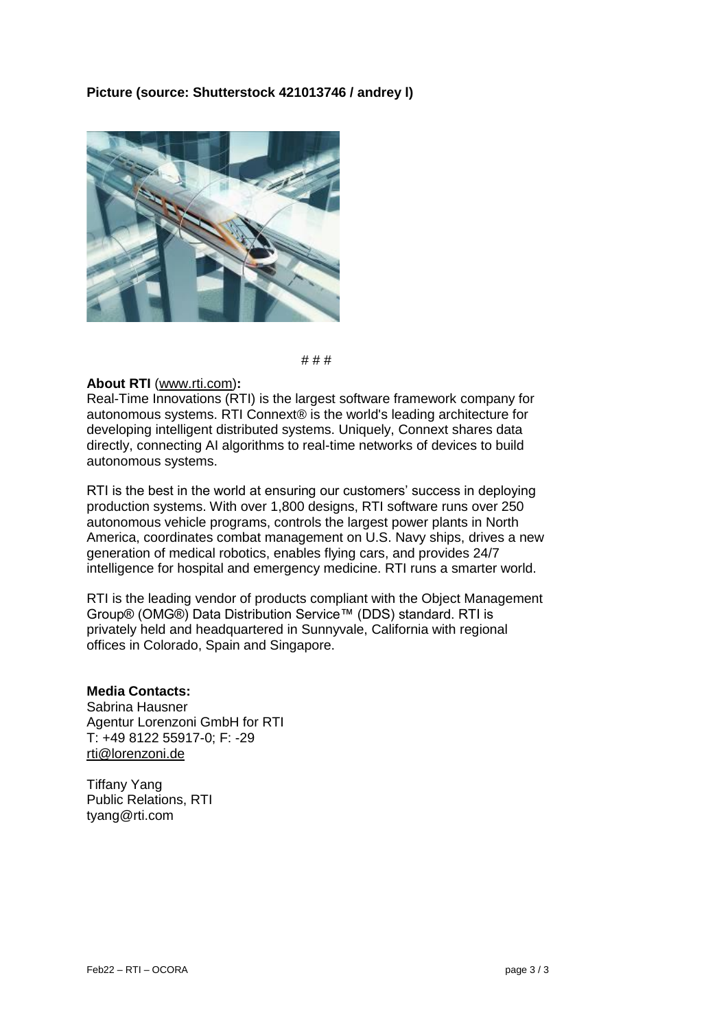**Picture (source: Shutterstock 421013746 / andrey l)**

# # #

**About RTI** (www.rti.com)**:**
Real-Time Innovations (RTI) is the largest software framework company for autonomous systems. RTI Connext® is the world's leading architecture for developing intelligent distributed systems. Uniquely, Connext shares data directly, connecting AI algorithms to real-time networks of devices to build autonomous systems.

RTI is the best in the world at ensuring our customers' success in deploying production systems. With over 1,800 designs, RTI software runs over 250 autonomous vehicle programs, controls the largest power plants in North America, coordinates combat management on U.S. Navy ships, drives a new generation of medical robotics, enables flying cars, and provides 24/7 intelligence for hospital and emergency medicine. RTI runs a smarter world.

RTI is the leading vendor of products compliant with the Object Management Group® (OMG®) Data Distribution Service™ (DDS) standard. RTI is privately held and headquartered in Sunnyvale, California with regional offices in Colorado, Spain and Singapore.

**Media Contacts:**
Sabrina Hausner
Agentur Lorenzoni GmbH for RTI
T: +49 8122 55917-0; F: -29
rti@lorenzoni.de

Tiffany Yang
Public Relations, RTI
tyang@rti.com